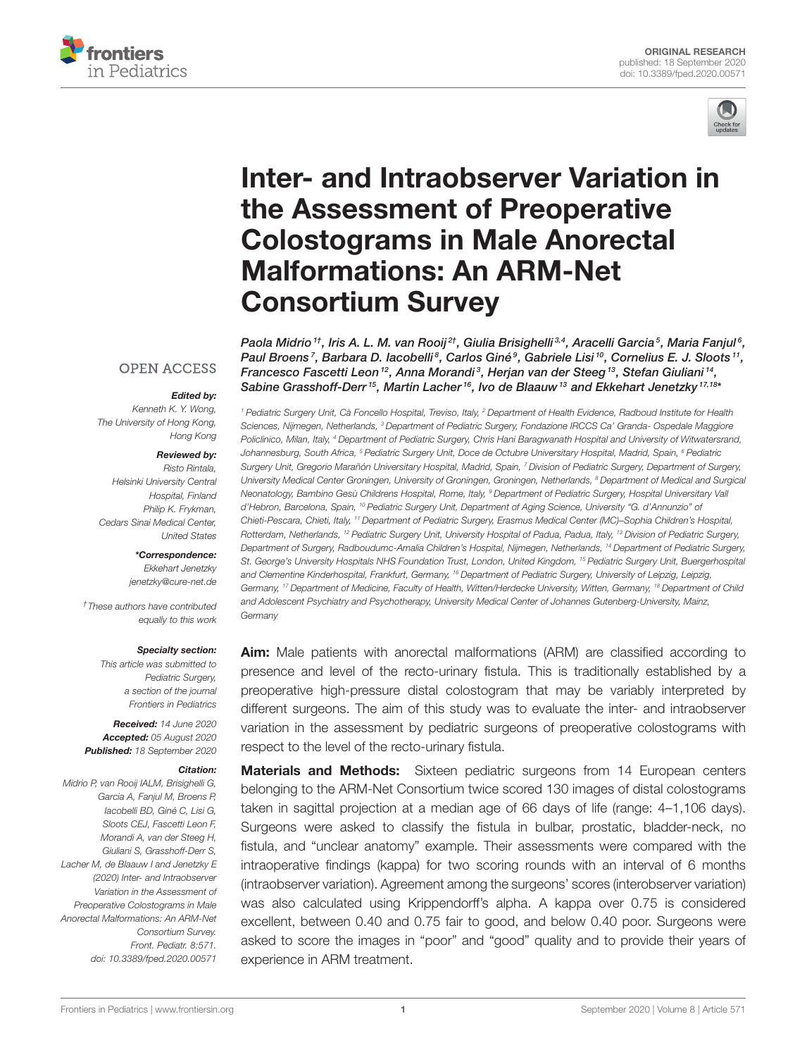ORIGINAL RESEARCH
published: 18 September 2020
doi: 10.3389/fped.2020.00571

# Inter- and Intraobserver Variation in the Assessment of Preoperative Colostograms in Male Anorectal Malformations: An ARM-Net Consortium Survey

*Paola Midrio[1†], Iris A. L. M. van Rooij[2†], Giulia Brisighelli[3,4], Aracelli Garcia[5], Maria Fanjul[6], Paul Broens[7], Barbara D. Iacobelli[8], Carlos Giné[9], Gabriele Lisi[10], Cornelius E. J. Sloots[11], Francesco Fascetti Leon[12], Anna Morandi[3], Herjan van der Steeg[13], Stefan Giuliani[14], Sabine Grasshoff-Derr[15], Martin Lacher[16], Ivo de Blaauw[13] and Ekkehart Jenetzky[17,18]**

[1] Pediatric Surgery Unit, Cà Foncello Hospital, Treviso, Italy, [2] Department of Health Evidence, Radboud Institute for Health Sciences, Nijmegen, Netherlands, [3] Department of Pediatric Surgery, Fondazione IRCCS Ca' Granda- Ospedale Maggiore Policlinico, Milan, Italy, [4] Department of Pediatric Surgery, Chris Hani Baragwanath Hospital and University of Witwatersrand, Johannesburg, South Africa, [5] Pediatric Surgery Unit, Doce de Octubre Universitary Hospital, Madrid, Spain, [6] Pediatric Surgery Unit, Gregorio Marañón Universitary Hospital, Madrid, Spain, [7] Division of Pediatric Surgery, Department of Surgery, University Medical Center Groningen, University of Groningen, Groningen, Netherlands, [8] Department of Medical and Surgical Neonatology, Bambino Gesù Childrens Hospital, Rome, Italy, [9] Department of Pediatric Surgery, Hospital Universitary Vall d'Hebron, Barcelona, Spain, [10] Pediatric Surgery Unit, Department of Aging Science, University "G. d'Annunzio" of Chieti-Pescara, Chieti, Italy, [11] Department of Pediatric Surgery, Erasmus Medical Center (MC)–Sophia Children's Hospital, Rotterdam, Netherlands, [12] Pediatric Surgery Unit, University Hospital of Padua, Padua, Italy, [13] Division of Pediatric Surgery, Department of Surgery, Radboudumc-Amalia Children's Hospital, Nijmegen, Netherlands, [14] Department of Pediatric Surgery, St. George's University Hospitals NHS Foundation Trust, London, United Kingdom, [15] Pediatric Surgery Unit, Buergerhospital and Clementine Kinderhospital, Frankfurt, Germany, [16] Department of Pediatric Surgery, University of Leipzig, Leipzig, Germany, [17] Department of Medicine, Faculty of Health, Witten/Herdecke University, Witten, Germany, [18] Department of Child and Adolescent Psychiatry and Psychotherapy, University Medical Center of Johannes Gutenberg-University, Mainz, Germany

OPEN ACCESS

***Edited by:***
Kenneth K. Y. Wong, The University of Hong Kong, Hong Kong

***Reviewed by:***
Risto Rintala, Helsinki University Central Hospital, Finland
Philip K. Frykman, Cedars Sinai Medical Center, United States

***\*Correspondence:***
Ekkehart Jenetzky
jenetzky@cure-net.de

†These authors have contributed equally to this work

***Specialty section:***
This article was submitted to Pediatric Surgery, a section of the journal Frontiers in Pediatrics

***Received:*** 14 June 2020
***Accepted:*** 05 August 2020
***Published:*** 18 September 2020

***Citation:***
Midrio P, van Rooij IALM, Brisighelli G, Garcia A, Fanjul M, Broens P, Iacobelli BD, Giné C, Lisi G, Sloots CEJ, Fascetti Leon F, Morandi A, van der Steeg H, Giuliani S, Grasshoff-Derr S, Lacher M, de Blaauw I and Jenetzky E (2020) Inter- and Intraobserver Variation in the Assessment of Preoperative Colostograms in Male Anorectal Malformations: An ARM-Net Consortium Survey. Front. Pediatr. 8:571. doi: 10.3389/fped.2020.00571

**Aim:** Male patients with anorectal malformations (ARM) are classified according to presence and level of the recto-urinary fistula. This is traditionally established by a preoperative high-pressure distal colostogram that may be variably interpreted by different surgeons. The aim of this study was to evaluate the inter- and intraobserver variation in the assessment by pediatric surgeons of preoperative colostograms with respect to the level of the recto-urinary fistula.

**Materials and Methods:** Sixteen pediatric surgeons from 14 European centers belonging to the ARM-Net Consortium twice scored 130 images of distal colostograms taken in sagittal projection at a median age of 66 days of life (range: 4–1,106 days). Surgeons were asked to classify the fistula in bulbar, prostatic, bladder-neck, no fistula, and "unclear anatomy" example. Their assessments were compared with the intraoperative findings (kappa) for two scoring rounds with an interval of 6 months (intraobserver variation). Agreement among the surgeons' scores (interobserver variation) was also calculated using Krippendorff's alpha. A kappa over 0.75 is considered excellent, between 0.40 and 0.75 fair to good, and below 0.40 poor. Surgeons were asked to score the images in "poor" and "good" quality and to provide their years of experience in ARM treatment.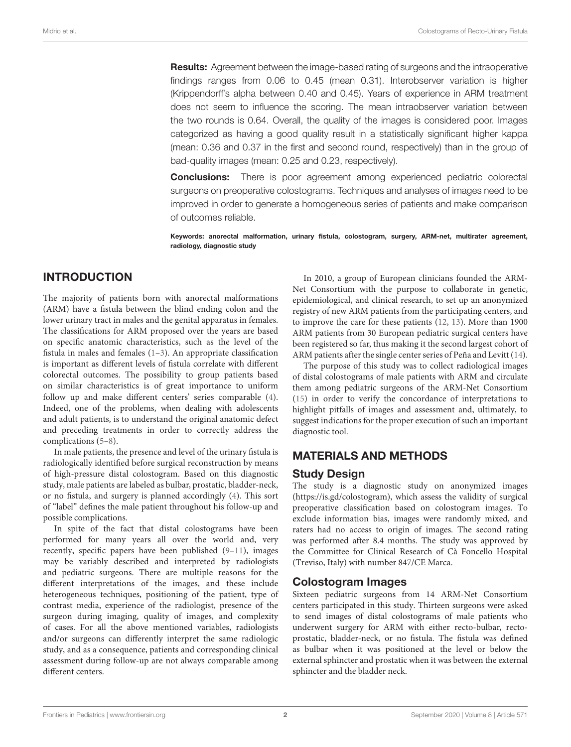**Results:** Agreement between the image-based rating of surgeons and the intraoperative findings ranges from 0.06 to 0.45 (mean 0.31). Interobserver variation is higher (Krippendorff's alpha between 0.40 and 0.45). Years of experience in ARM treatment does not seem to influence the scoring. The mean intraobserver variation between the two rounds is 0.64. Overall, the quality of the images is considered poor. Images categorized as having a good quality result in a statistically significant higher kappa (mean: 0.36 and 0.37 in the first and second round, respectively) than in the group of bad-quality images (mean: 0.25 and 0.23, respectively).

**Conclusions:** There is poor agreement among experienced pediatric colorectal surgeons on preoperative colostograms. Techniques and analyses of images need to be improved in order to generate a homogeneous series of patients and make comparison of outcomes reliable.

**Keywords: anorectal malformation, urinary fistula, colostogram, surgery, ARM-net, multirater agreement, radiology, diagnostic study**

## INTRODUCTION

The majority of patients born with anorectal malformations (ARM) have a fistula between the blind ending colon and the lower urinary tract in males and the genital apparatus in females. The classifications for ARM proposed over the years are based on specific anatomic characteristics, such as the level of the fistula in males and females (1–3). An appropriate classification is important as different levels of fistula correlate with different colorectal outcomes. The possibility to group patients based on similar characteristics is of great importance to uniform follow up and make different centers' series comparable (4). Indeed, one of the problems, when dealing with adolescents and adult patients, is to understand the original anatomic defect and preceding treatments in order to correctly address the complications (5–8).

In male patients, the presence and level of the urinary fistula is radiologically identified before surgical reconstruction by means of high-pressure distal colostogram. Based on this diagnostic study, male patients are labeled as bulbar, prostatic, bladder-neck, or no fistula, and surgery is planned accordingly (4). This sort of "label" defines the male patient throughout his follow-up and possible complications.

In spite of the fact that distal colostograms have been performed for many years all over the world and, very recently, specific papers have been published (9–11), images may be variably described and interpreted by radiologists and pediatric surgeons. There are multiple reasons for the different interpretations of the images, and these include heterogeneous techniques, positioning of the patient, type of contrast media, experience of the radiologist, presence of the surgeon during imaging, quality of images, and complexity of cases. For all the above mentioned variables, radiologists and/or surgeons can differently interpret the same radiologic study, and as a consequence, patients and corresponding clinical assessment during follow-up are not always comparable among different centers.

In 2010, a group of European clinicians founded the ARM-Net Consortium with the purpose to collaborate in genetic, epidemiological, and clinical research, to set up an anonymized registry of new ARM patients from the participating centers, and to improve the care for these patients (12, 13). More than 1900 ARM patients from 30 European pediatric surgical centers have been registered so far, thus making it the second largest cohort of ARM patients after the single center series of Peña and Levitt (14).

The purpose of this study was to collect radiological images of distal colostograms of male patients with ARM and circulate them among pediatric surgeons of the ARM-Net Consortium (15) in order to verify the concordance of interpretations to highlight pitfalls of images and assessment and, ultimately, to suggest indications for the proper execution of such an important diagnostic tool.

## MATERIALS AND METHODS

### Study Design

The study is a diagnostic study on anonymized images (https://is.gd/colostogram), which assess the validity of surgical preoperative classification based on colostogram images. To exclude information bias, images were randomly mixed, and raters had no access to origin of images. The second rating was performed after 8.4 months. The study was approved by the Committee for Clinical Research of Cà Foncello Hospital (Treviso, Italy) with number 847/CE Marca.

### Colostogram Images

Sixteen pediatric surgeons from 14 ARM-Net Consortium centers participated in this study. Thirteen surgeons were asked to send images of distal colostograms of male patients who underwent surgery for ARM with either recto-bulbar, recto-prostatic, bladder-neck, or no fistula. The fistula was defined as bulbar when it was positioned at the level or below the external sphincter and prostatic when it was between the external sphincter and the bladder neck.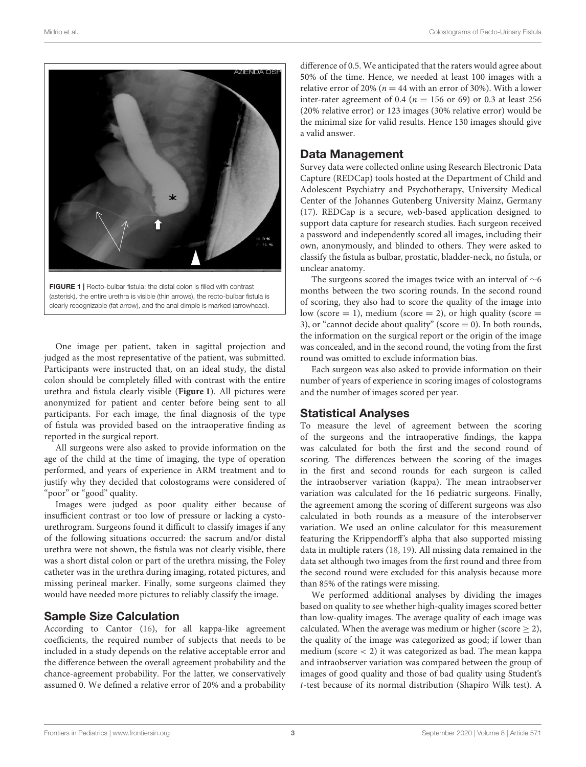FIGURE 1 | Recto-bulbar fistula: the distal colon is filled with contrast (asterisk), the entire urethra is visible (thin arrows), the recto-bulbar fistula is clearly recognizable (fat arrow), and the anal dimple is marked (arrowhead).

One image per patient, taken in sagittal projection and judged as the most representative of the patient, was submitted. Participants were instructed that, on an ideal study, the distal colon should be completely filled with contrast with the entire urethra and fistula clearly visible (**Figure 1**). All pictures were anonymized for patient and center before being sent to all participants. For each image, the final diagnosis of the type of fistula was provided based on the intraoperative finding as reported in the surgical report.

All surgeons were also asked to provide information on the age of the child at the time of imaging, the type of operation performed, and years of experience in ARM treatment and to justify why they decided that colostograms were considered of "poor" or "good" quality.

Images were judged as poor quality either because of insufficient contrast or too low of pressure or lacking a cysto-urethrogram. Surgeons found it difficult to classify images if any of the following situations occurred: the sacrum and/or distal urethra were not shown, the fistula was not clearly visible, there was a short distal colon or part of the urethra missing, the Foley catheter was in the urethra during imaging, rotated pictures, and missing perineal marker. Finally, some surgeons claimed they would have needed more pictures to reliably classify the image.

## Sample Size Calculation

According to Cantor (16), for all kappa-like agreement coefficients, the required number of subjects that needs to be included in a study depends on the relative acceptable error and the difference between the overall agreement probability and the chance-agreement probability. For the latter, we conservatively assumed 0. We defined a relative error of 20% and a probability difference of 0.5. We anticipated that the raters would agree about 50% of the time. Hence, we needed at least 100 images with a relative error of 20% ($n = 44$ with an error of 30%). With a lower inter-rater agreement of 0.4 ($n = 156$ or 69) or 0.3 at least 256 (20% relative error) or 123 images (30% relative error) would be the minimal size for valid results. Hence 130 images should give a valid answer.

## Data Management

Survey data were collected online using Research Electronic Data Capture (REDCap) tools hosted at the Department of Child and Adolescent Psychiatry and Psychotherapy, University Medical Center of the Johannes Gutenberg University Mainz, Germany (17). REDCap is a secure, web-based application designed to support data capture for research studies. Each surgeon received a password and independently scored all images, including their own, anonymously, and blinded to others. They were asked to classify the fistula as bulbar, prostatic, bladder-neck, no fistula, or unclear anatomy.

The surgeons scored the images twice with an interval of ~6 months between the two scoring rounds. In the second round of scoring, they also had to score the quality of the image into low (score = 1), medium (score = 2), or high quality (score = 3), or "cannot decide about quality" (score = 0). In both rounds, the information on the surgical report or the origin of the image was concealed, and in the second round, the voting from the first round was omitted to exclude information bias.

Each surgeon was also asked to provide information on their number of years of experience in scoring images of colostograms and the number of images scored per year.

## Statistical Analyses

To measure the level of agreement between the scoring of the surgeons and the intraoperative findings, the kappa was calculated for both the first and the second round of scoring. The differences between the scoring of the images in the first and second rounds for each surgeon is called the intraobserver variation (kappa). The mean intraobserver variation was calculated for the 16 pediatric surgeons. Finally, the agreement among the scoring of different surgeons was also calculated in both rounds as a measure of the interobserver variation. We used an online calculator for this measurement featuring the Krippendorff's alpha that also supported missing data in multiple raters (18, 19). All missing data remained in the data set although two images from the first round and three from the second round were excluded for this analysis because more than 85% of the ratings were missing.

We performed additional analyses by dividing the images based on quality to see whether high-quality images scored better than low-quality images. The average quality of each image was calculated. When the average was medium or higher (score $\geq 2$), the quality of the image was categorized as good; if lower than medium (score $< 2$) it was categorized as bad. The mean kappa and intraobserver variation was compared between the group of images of good quality and those of bad quality using Student's *t*-test because of its normal distribution (Shapiro Wilk test). A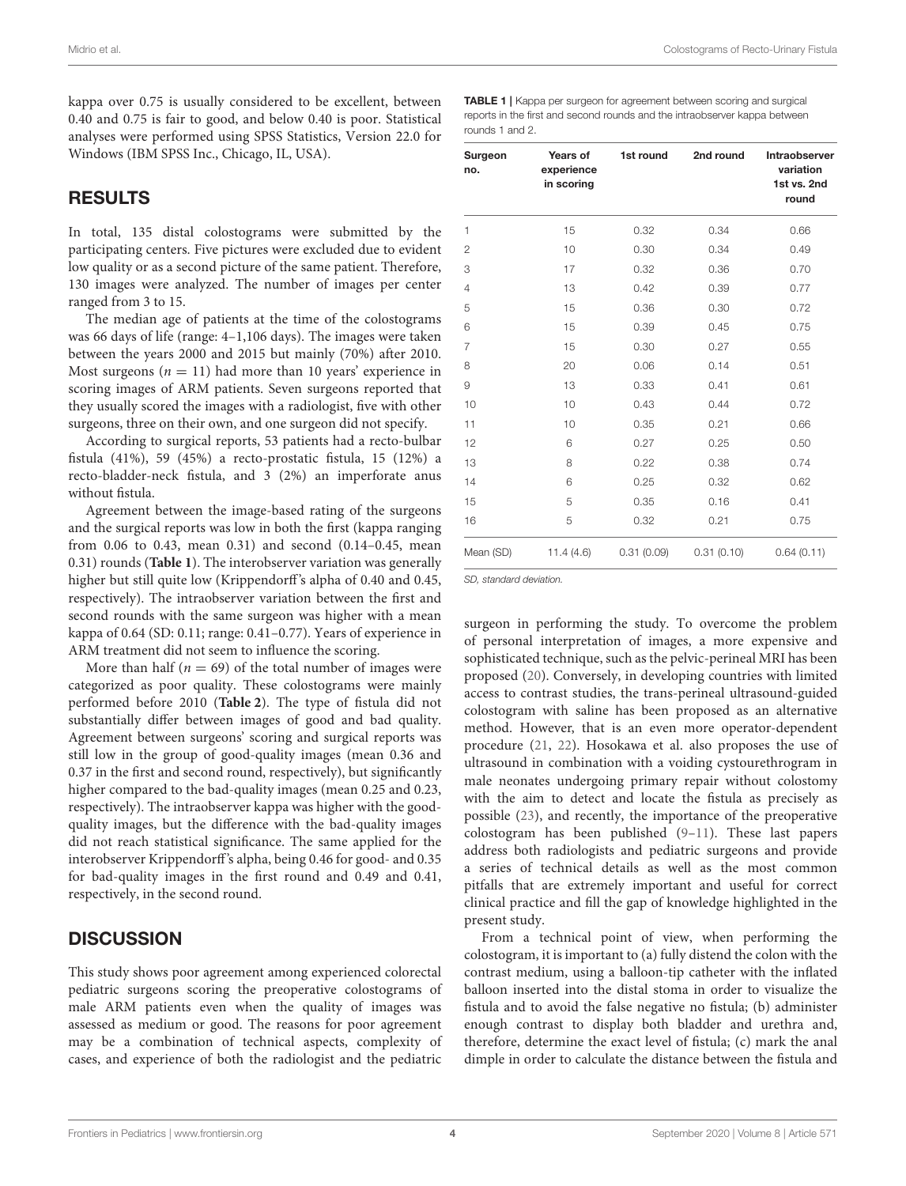kappa over 0.75 is usually considered to be excellent, between 0.40 and 0.75 is fair to good, and below 0.40 is poor. Statistical analyses were performed using SPSS Statistics, Version 22.0 for Windows (IBM SPSS Inc., Chicago, IL, USA).

## RESULTS

In total, 135 distal colostograms were submitted by the participating centers. Five pictures were excluded due to evident low quality or as a second picture of the same patient. Therefore, 130 images were analyzed. The number of images per center ranged from 3 to 15.

The median age of patients at the time of the colostograms was 66 days of life (range: 4–1,106 days). The images were taken between the years 2000 and 2015 but mainly (70%) after 2010. Most surgeons ($n = 11$) had more than 10 years' experience in scoring images of ARM patients. Seven surgeons reported that they usually scored the images with a radiologist, five with other surgeons, three on their own, and one surgeon did not specify.

According to surgical reports, 53 patients had a recto-bulbar fistula (41%), 59 (45%) a recto-prostatic fistula, 15 (12%) a recto-bladder-neck fistula, and 3 (2%) an imperforate anus without fistula.

Agreement between the image-based rating of the surgeons and the surgical reports was low in both the first (kappa ranging from 0.06 to 0.43, mean 0.31) and second (0.14–0.45, mean 0.31) rounds (**Table 1**). The interobserver variation was generally higher but still quite low (Krippendorff's alpha of 0.40 and 0.45, respectively). The intraobserver variation between the first and second rounds with the same surgeon was higher with a mean kappa of 0.64 (SD: 0.11; range: 0.41–0.77). Years of experience in ARM treatment did not seem to influence the scoring.

More than half ($n = 69$) of the total number of images were categorized as poor quality. These colostograms were mainly performed before 2010 (**Table 2**). The type of fistula did not substantially differ between images of good and bad quality. Agreement between surgeons' scoring and surgical reports was still low in the group of good-quality images (mean 0.36 and 0.37 in the first and second round, respectively), but significantly higher compared to the bad-quality images (mean 0.25 and 0.23, respectively). The intraobserver kappa was higher with the good-quality images, but the difference with the bad-quality images did not reach statistical significance. The same applied for the interobserver Krippendorff's alpha, being 0.46 for good- and 0.35 for bad-quality images in the first round and 0.49 and 0.41, respectively, in the second round.

**TABLE 1** | Kappa per surgeon for agreement between scoring and surgical reports in the first and second rounds and the intraobserver kappa between rounds 1 and 2.

| Surgeon no. | Years of experience in scoring | 1st round | 2nd round | Intraobserver variation 1st vs. 2nd round |
|---|---|---|---|---|
| 1 | 15 | 0.32 | 0.34 | 0.66 |
| 2 | 10 | 0.30 | 0.34 | 0.49 |
| 3 | 17 | 0.32 | 0.36 | 0.70 |
| 4 | 13 | 0.42 | 0.39 | 0.77 |
| 5 | 15 | 0.36 | 0.30 | 0.72 |
| 6 | 15 | 0.39 | 0.45 | 0.75 |
| 7 | 15 | 0.30 | 0.27 | 0.55 |
| 8 | 20 | 0.06 | 0.14 | 0.51 |
| 9 | 13 | 0.33 | 0.41 | 0.61 |
| 10 | 10 | 0.43 | 0.44 | 0.72 |
| 11 | 10 | 0.35 | 0.21 | 0.66 |
| 12 | 6 | 0.27 | 0.25 | 0.50 |
| 13 | 8 | 0.22 | 0.38 | 0.74 |
| 14 | 6 | 0.25 | 0.32 | 0.62 |
| 15 | 5 | 0.35 | 0.16 | 0.41 |
| 16 | 5 | 0.32 | 0.21 | 0.75 |
| Mean (SD) | 11.4 (4.6) | 0.31 (0.09) | 0.31 (0.10) | 0.64 (0.11) |

*SD, standard deviation.*

## DISCUSSION

This study shows poor agreement among experienced colorectal pediatric surgeons scoring the preoperative colostograms of male ARM patients even when the quality of images was assessed as medium or good. The reasons for poor agreement may be a combination of technical aspects, complexity of cases, and experience of both the radiologist and the pediatric surgeon in performing the study. To overcome the problem of personal interpretation of images, a more expensive and sophisticated technique, such as the pelvic-perineal MRI has been proposed (20). Conversely, in developing countries with limited access to contrast studies, the trans-perineal ultrasound-guided colostogram with saline has been proposed as an alternative method. However, that is an even more operator-dependent procedure (21, 22). Hosokawa et al. also proposes the use of ultrasound in combination with a voiding cystourethrogram in male neonates undergoing primary repair without colostomy with the aim to detect and locate the fistula as precisely as possible (23), and recently, the importance of the preoperative colostogram has been published (9–11). These last papers address both radiologists and pediatric surgeons and provide a series of technical details as well as the most common pitfalls that are extremely important and useful for correct clinical practice and fill the gap of knowledge highlighted in the present study.

From a technical point of view, when performing the colostogram, it is important to (a) fully distend the colon with the contrast medium, using a balloon-tip catheter with the inflated balloon inserted into the distal stoma in order to visualize the fistula and to avoid the false negative no fistula; (b) administer enough contrast to display both bladder and urethra and, therefore, determine the exact level of fistula; (c) mark the anal dimple in order to calculate the distance between the fistula and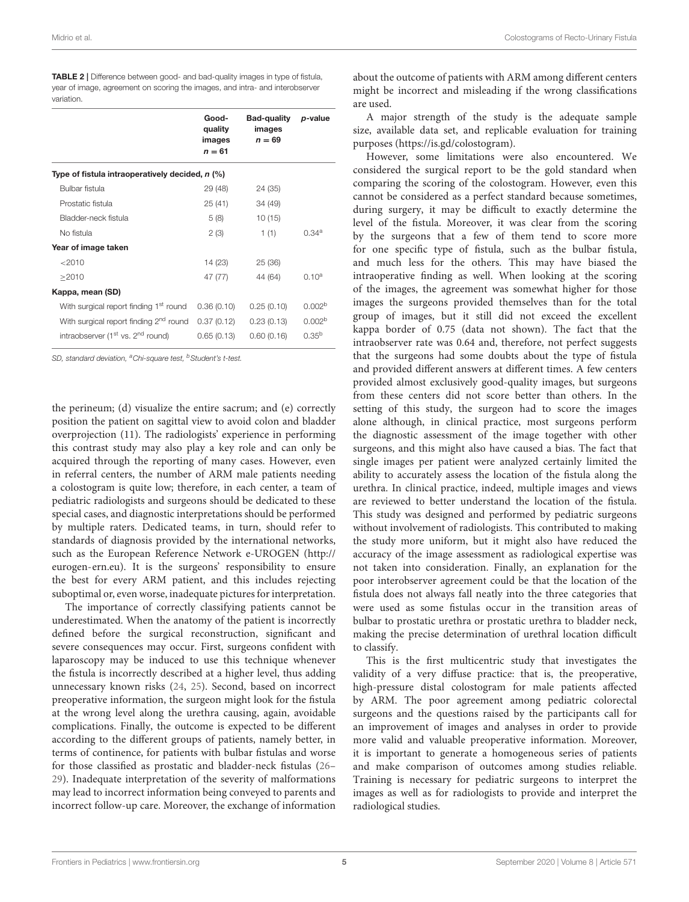**TABLE 2 |** Difference between good- and bad-quality images in type of fistula, year of image, agreement on scoring the images, and intra- and interobserver variation.

| | Good-quality images n = 61 | Bad-quality images n = 69 | p-value |
|---|---|---|---|
| **Type of fistula intraoperatively decided, n (%)** | | | |
| Bulbar fistula | 29 (48) | 24 (35) | |
| Prostatic fistula | 25 (41) | 34 (49) | |
| Bladder-neck fistula | 5 (8) | 10 (15) | |
| No fistula | 2 (3) | 1 (1) | 0.34[a] |
| **Year of image taken** | | | |
| <2010 | 14 (23) | 25 (36) | |
| ≥2010 | 47 (77) | 44 (64) | 0.10[a] |
| **Kappa, mean (SD)** | | | |
| With surgical report finding 1st round | 0.36 (0.10) | 0.25 (0.10) | 0.002[b] |
| With surgical report finding 2nd round | 0.37 (0.12) | 0.23 (0.13) | 0.002[b] |
| intraobserver (1st vs. 2nd round) | 0.65 (0.13) | 0.60 (0.16) | 0.35[b] |

*SD, standard deviation, [a]Chi-square test, [b]Student's t-test.*

the perineum; (d) visualize the entire sacrum; and (e) correctly position the patient on sagittal view to avoid colon and bladder overprojection (11). The radiologists' experience in performing this contrast study may also play a key role and can only be acquired through the reporting of many cases. However, even in referral centers, the number of ARM male patients needing a colostogram is quite low; therefore, in each center, a team of pediatric radiologists and surgeons should be dedicated to these special cases, and diagnostic interpretations should be performed by multiple raters. Dedicated teams, in turn, should refer to standards of diagnosis provided by the international networks, such as the European Reference Network e-UROGEN (http://eurogen-ern.eu). It is the surgeons' responsibility to ensure the best for every ARM patient, and this includes rejecting suboptimal or, even worse, inadequate pictures for interpretation.

The importance of correctly classifying patients cannot be underestimated. When the anatomy of the patient is incorrectly defined before the surgical reconstruction, significant and severe consequences may occur. First, surgeons confident with laparoscopy may be induced to use this technique whenever the fistula is incorrectly described at a higher level, thus adding unnecessary known risks (24, 25). Second, based on incorrect preoperative information, the surgeon might look for the fistula at the wrong level along the urethra causing, again, avoidable complications. Finally, the outcome is expected to be different according to the different groups of patients, namely better, in terms of continence, for patients with bulbar fistulas and worse for those classified as prostatic and bladder-neck fistulas (26–29). Inadequate interpretation of the severity of malformations may lead to incorrect information being conveyed to parents and incorrect follow-up care. Moreover, the exchange of information about the outcome of patients with ARM among different centers might be incorrect and misleading if the wrong classifications are used.

A major strength of the study is the adequate sample size, available data set, and replicable evaluation for training purposes (https://is.gd/colostogram).

However, some limitations were also encountered. We considered the surgical report to be the gold standard when comparing the scoring of the colostogram. However, even this cannot be considered as a perfect standard because sometimes, during surgery, it may be difficult to exactly determine the level of the fistula. Moreover, it was clear from the scoring by the surgeons that a few of them tend to score more for one specific type of fistula, such as the bulbar fistula, and much less for the others. This may have biased the intraoperative finding as well. When looking at the scoring of the images, the agreement was somewhat higher for those images the surgeons provided themselves than for the total group of images, but it still did not exceed the excellent kappa border of 0.75 (data not shown). The fact that the intraobserver rate was 0.64 and, therefore, not perfect suggests that the surgeons had some doubts about the type of fistula and provided different answers at different times. A few centers provided almost exclusively good-quality images, but surgeons from these centers did not score better than others. In the setting of this study, the surgeon had to score the images alone although, in clinical practice, most surgeons perform the diagnostic assessment of the image together with other surgeons, and this might also have caused a bias. The fact that single images per patient were analyzed certainly limited the ability to accurately assess the location of the fistula along the urethra. In clinical practice, indeed, multiple images and views are reviewed to better understand the location of the fistula. This study was designed and performed by pediatric surgeons without involvement of radiologists. This contributed to making the study more uniform, but it might also have reduced the accuracy of the image assessment as radiological expertise was not taken into consideration. Finally, an explanation for the poor interobserver agreement could be that the location of the fistula does not always fall neatly into the three categories that were used as some fistulas occur in the transition areas of bulbar to prostatic urethra or prostatic urethra to bladder neck, making the precise determination of urethral location difficult to classify.

This is the first multicentric study that investigates the validity of a very diffuse practice: that is, the preoperative, high-pressure distal colostogram for male patients affected by ARM. The poor agreement among pediatric colorectal surgeons and the questions raised by the participants call for an improvement of images and analyses in order to provide more valid and valuable preoperative information. Moreover, it is important to generate a homogeneous series of patients and make comparison of outcomes among studies reliable. Training is necessary for pediatric surgeons to interpret the images as well as for radiologists to provide and interpret the radiological studies.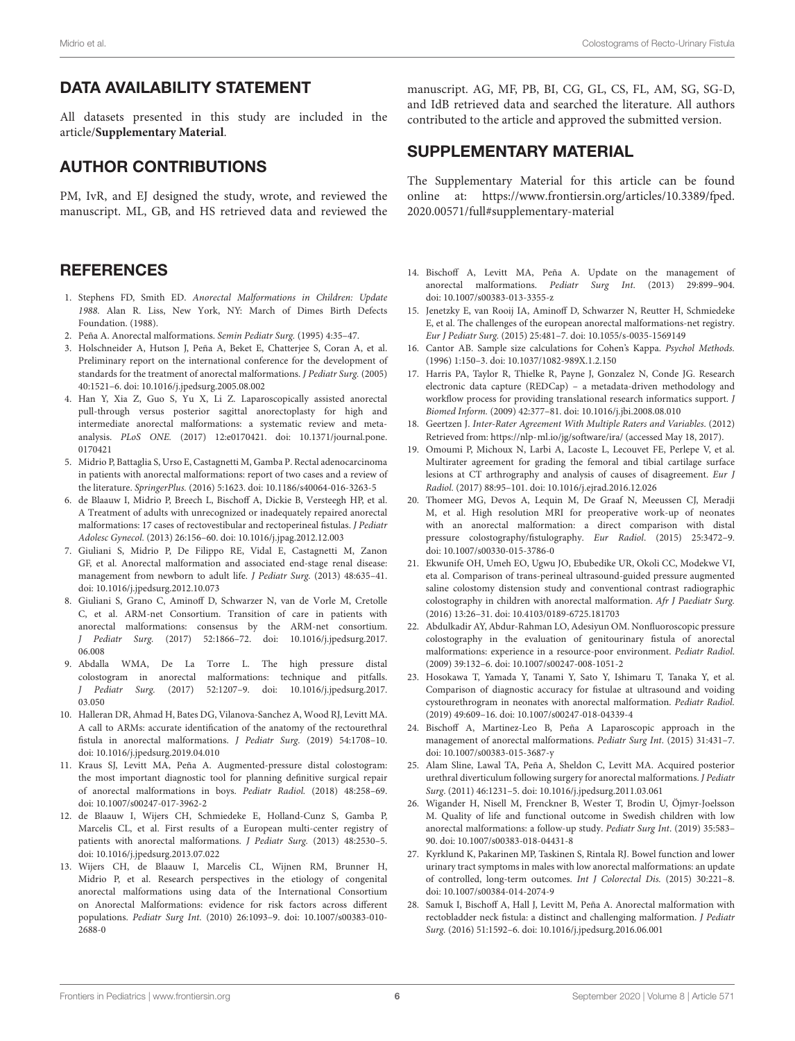## DATA AVAILABILITY STATEMENT

All datasets presented in this study are included in the article/**Supplementary Material**.

## AUTHOR CONTRIBUTIONS

PM, IvR, and EJ designed the study, wrote, and reviewed the manuscript. ML, GB, and HS retrieved data and reviewed the manuscript. AG, MF, PB, BI, CG, GL, CS, FL, AM, SG, SG-D, and IdB retrieved data and searched the literature. All authors contributed to the article and approved the submitted version.

## SUPPLEMENTARY MATERIAL

The Supplementary Material for this article can be found online at: https://www.frontiersin.org/articles/10.3389/fped.2020.00571/full#supplementary-material

## REFERENCES

1. Stephens FD, Smith ED. *Anorectal Malformations in Children: Update 1988*. Alan R. Liss, New York, NY: March of Dimes Birth Defects Foundation. (1988).
2. Peña A. Anorectal malformations. *Semin Pediatr Surg.* (1995) 4:35–47.
3. Holschneider A, Hutson J, Peña A, Beket E, Chatterjee S, Coran A, et al. Preliminary report on the international conference for the development of standards for the treatment of anorectal malformations. *J Pediatr Surg.* (2005) 40:1521–6. doi: 10.1016/j.jpedsurg.2005.08.002
4. Han Y, Xia Z, Guo S, Yu X, Li Z. Laparoscopically assisted anorectal pull-through versus posterior sagittal anorectoplasty for high and intermediate anorectal malformations: a systematic review and meta-analysis. *PLoS ONE.* (2017) 12:e0170421. doi: 10.1371/journal.pone.0170421
5. Midrio P, Battaglia S, Urso E, Castagnetti M, Gamba P. Rectal adenocarcinoma in patients with anorectal malformations: report of two cases and a review of the literature. *SpringerPlus.* (2016) 5:1623. doi: 10.1186/s40064-016-3263-5
6. de Blaauw I, Midrio P, Breech L, Bischoff A, Dickie B, Versteegh HP, et al. A Treatment of adults with unrecognized or inadequately repaired anorectal malformations: 17 cases of rectovestibular and rectoperineal fistulas. *J Pediatr Adolesc Gynecol.* (2013) 26:156–60. doi: 10.1016/j.jpag.2012.12.003
7. Giuliani S, Midrio P, De Filippo RE, Vidal E, Castagnetti M, Zanon GF, et al. Anorectal malformation and associated end-stage renal disease: management from newborn to adult life. *J Pediatr Surg.* (2013) 48:635–41. doi: 10.1016/j.jpedsurg.2012.10.073
8. Giuliani S, Grano C, Aminoff D, Schwarzer N, van de Vorle M, Cretolle C, et al. ARM-net Consortium. Transition of care in patients with anorectal malformations: consensus by the ARM-net consortium. *J Pediatr Surg.* (2017) 52:1866–72. doi: 10.1016/j.jpedsurg.2017.06.008
9. Abdalla WMA, De La Torre L. The high pressure distal colostogram in anorectal malformations: technique and pitfalls. *J Pediatr Surg.* (2017) 52:1207–9. doi: 10.1016/j.jpedsurg.2017.03.050
10. Halleran DR, Ahmad H, Bates DG, Vilanova-Sanchez A, Wood RJ, Levitt MA. A call to ARMs: accurate identification of the anatomy of the rectourethral fistula in anorectal malformations. *J Pediatr Surg.* (2019) 54:1708–10. doi: 10.1016/j.jpedsurg.2019.04.010
11. Kraus SJ, Levitt MA, Peña A. Augmented-pressure distal colostogram: the most important diagnostic tool for planning definitive surgical repair of anorectal malformations in boys. *Pediatr Radiol.* (2018) 48:258–69. doi: 10.1007/s00247-017-3962-2
12. de Blaauw I, Wijers CH, Schmiedeke E, Holland-Cunz S, Gamba P, Marcelis CL, et al. First results of a European multi-center registry of patients with anorectal malformations. *J Pediatr Surg.* (2013) 48:2530–5. doi: 10.1016/j.jpedsurg.2013.07.022
13. Wijers CH, de Blaauw I, Marcelis CL, Wijnen RM, Brunner H, Midrio P, et al. Research perspectives in the etiology of congenital anorectal malformations using data of the International Consortium on Anorectal Malformations: evidence for risk factors across different populations. *Pediatr Surg Int.* (2010) 26:1093–9. doi: 10.1007/s00383-010-2688-0
14. Bischoff A, Levitt MA, Peña A. Update on the management of anorectal malformations. *Pediatr Surg Int.* (2013) 29:899–904. doi: 10.1007/s00383-013-3355-z
15. Jenetzky E, van Rooij IA, Aminoff D, Schwarzer N, Reutter H, Schmiedeke E, et al. The challenges of the european anorectal malformations-net registry. *Eur J Pediatr Surg.* (2015) 25:481–7. doi: 10.1055/s-0035-1569149
16. Cantor AB. Sample size calculations for Cohen's Kappa. *Psychol Methods.* (1996) 1:150–3. doi: 10.1037/1082-989X.1.2.150
17. Harris PA, Taylor R, Thielke R, Payne J, Gonzalez N, Conde JG. Research electronic data capture (REDCap) – a metadata-driven methodology and workflow process for providing translational research informatics support. *J Biomed Inform.* (2009) 42:377–81. doi: 10.1016/j.jbi.2008.08.010
18. Geertzen J. *Inter-Rater Agreement With Multiple Raters and Variables*. (2012) Retrieved from: https://nlp-ml.io/jg/software/ira/ (accessed May 18, 2017).
19. Omoumi P, Michoux N, Larbi A, Lacoste L, Lecouvet FE, Perlepe V, et al. Multirater agreement for grading the femoral and tibial cartilage surface lesions at CT arthrography and analysis of causes of disagreement. *Eur J Radiol.* (2017) 88:95–101. doi: 10.1016/j.ejrad.2016.12.026
20. Thomeer MG, Devos A, Lequin M, De Graaf N, Meeussen CJ, Meradji M, et al. High resolution MRI for preoperative work-up of neonates with an anorectal malformation: a direct comparison with distal pressure colostography/fistulography. *Eur Radiol.* (2015) 25:3472–9. doi: 10.1007/s00330-015-3786-0
21. Ekwunife OH, Umeh EO, Ugwu JO, Ebubedike UR, Okoli CC, Modekwe VI, eta al. Comparison of trans-perineal ultrasound-guided pressure augmented saline colostomy distension study and conventional contrast radiographic colostography in children with anorectal malformation. *Afr J Paediatr Surg.* (2016) 13:26–31. doi: 10.4103/0189-6725.181703
22. Abdulkadir AY, Abdur-Rahman LO, Adesiyun OM. Nonfluoroscopic pressure colostography in the evaluation of genitourinary fistula of anorectal malformations: experience in a resource-poor environment. *Pediatr Radiol.* (2009) 39:132–6. doi: 10.1007/s00247-008-1051-2
23. Hosokawa T, Yamada Y, Tanami Y, Sato Y, Ishimaru T, Tanaka Y, et al. Comparison of diagnostic accuracy for fistulae at ultrasound and voiding cystourethrogram in neonates with anorectal malformation. *Pediatr Radiol.* (2019) 49:609–16. doi: 10.1007/s00247-018-04339-4
24. Bischoff A, Martinez-Leo B, Peña A Laparoscopic approach in the management of anorectal malformations. *Pediatr Surg Int.* (2015) 31:431–7. doi: 10.1007/s00383-015-3687-y
25. Alam Sline, Lawal TA, Peña A, Sheldon C, Levitt MA. Acquired posterior urethral diverticulum following surgery for anorectal malformations. *J Pediatr Surg.* (2011) 46:1231–5. doi: 10.1016/j.jpedsurg.2011.03.061
26. Wigander H, Nisell M, Frenckner B, Wester T, Brodin U, Öjmyr-Joelsson M. Quality of life and functional outcome in Swedish children with low anorectal malformations: a follow-up study. *Pediatr Surg Int.* (2019) 35:583–90. doi: 10.1007/s00383-018-04431-8
27. Kyrklund K, Pakarinen MP, Taskinen S, Rintala RJ. Bowel function and lower urinary tract symptoms in males with low anorectal malformations: an update of controlled, long-term outcomes. *Int J Colorectal Dis.* (2015) 30:221–8. doi: 10.1007/s00384-014-2074-9
28. Samuk I, Bischoff A, Hall J, Levitt M, Peña A. Anorectal malformation with rectobladder neck fistula: a distinct and challenging malformation. *J Pediatr Surg.* (2016) 51:1592–6. doi: 10.1016/j.jpedsurg.2016.06.001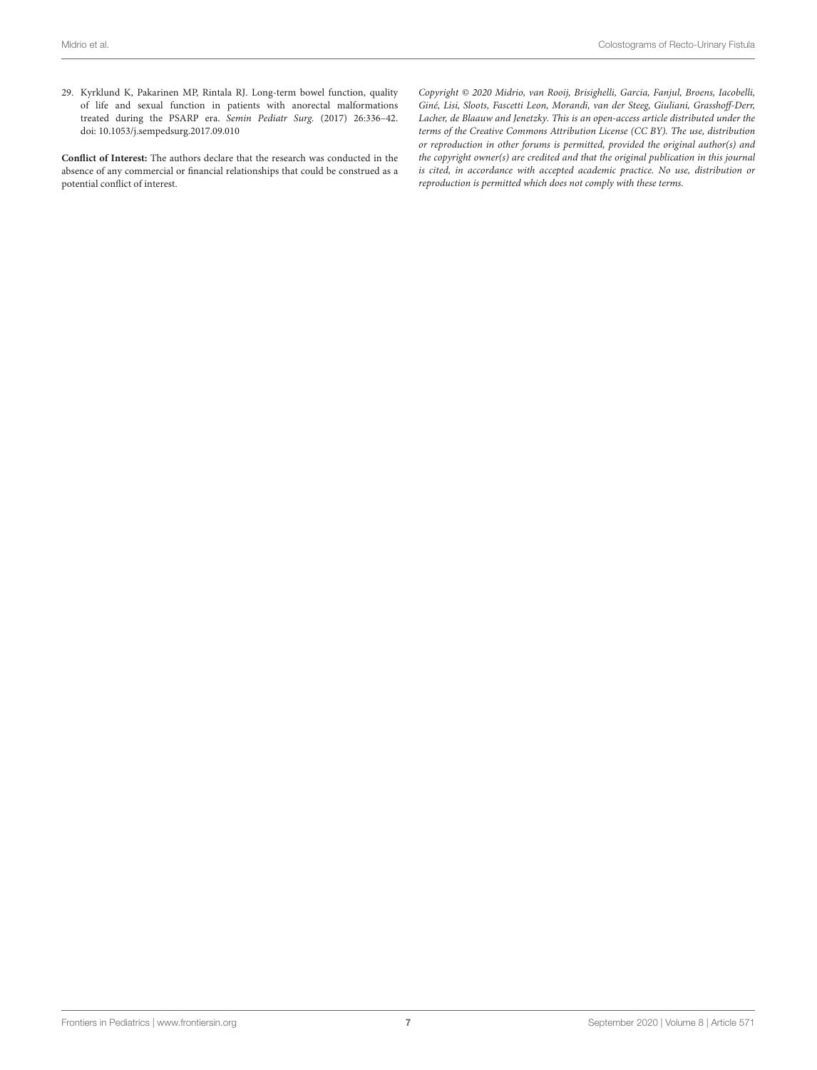29. Kyrklund K, Pakarinen MP, Rintala RJ. Long-term bowel function, quality of life and sexual function in patients with anorectal malformations treated during the PSARP era. *Semin Pediatr Surg.* (2017) 26:336–42. doi: 10.1053/j.sempedsurg.2017.09.010

**Conflict of Interest:** The authors declare that the research was conducted in the absence of any commercial or financial relationships that could be construed as a potential conflict of interest.

*Copyright © 2020 Midrio, van Rooij, Brisighelli, Garcia, Fanjul, Broens, Iacobelli, Giné, Lisi, Sloots, Fascetti Leon, Morandi, van der Steeg, Giuliani, Grasshoff-Derr, Lacher, de Blaauw and Jenetzky. This is an open-access article distributed under the terms of the Creative Commons Attribution License (CC BY). The use, distribution or reproduction in other forums is permitted, provided the original author(s) and the copyright owner(s) are credited and that the original publication in this journal is cited, in accordance with accepted academic practice. No use, distribution or reproduction is permitted which does not comply with these terms.*